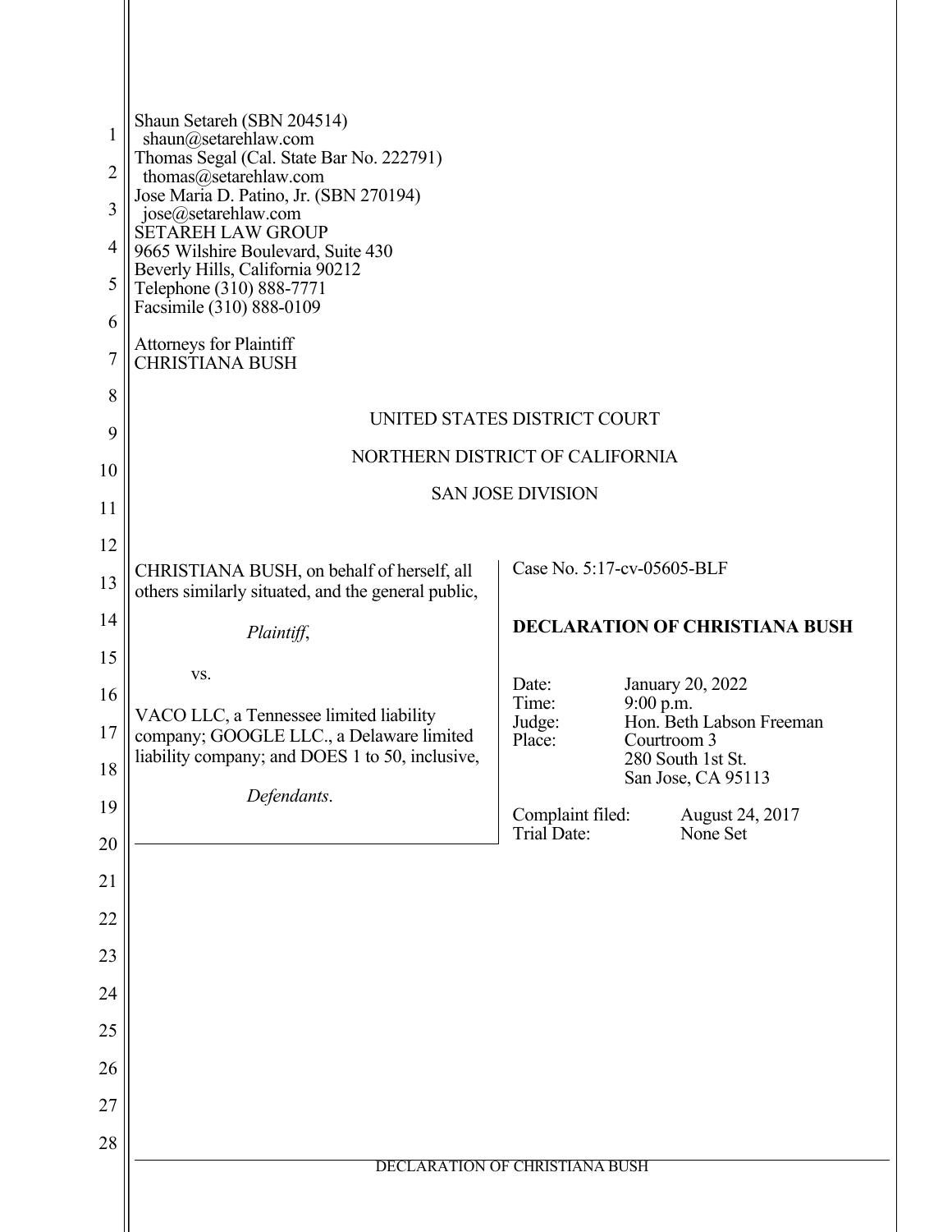Shaun Setareh (SBN 204514)
shaun@setarehlaw.com
Thomas Segal (Cal. State Bar No. 222791)
thomas@setarehlaw.com
Jose Maria D. Patino, Jr. (SBN 270194)
jose@setarehlaw.com
SETAREH LAW GROUP
9665 Wilshire Boulevard, Suite 430
Beverly Hills, California 90212
Telephone (310) 888-7771
Facsimile (310) 888-0109

Attorneys for Plaintiff
CHRISTIANA BUSH

UNITED STATES DISTRICT COURT

NORTHERN DISTRICT OF CALIFORNIA

SAN JOSE DIVISION

CHRISTIANA BUSH, on behalf of herself, all others similarly situated, and the general public,

*Plaintiff*,

vs.

VACO LLC, a Tennessee limited liability company; GOOGLE LLC., a Delaware limited liability company; and DOES 1 to 50, inclusive,

*Defendants*.

Case No. 5:17-cv-05605-BLF

**DECLARATION OF CHRISTIANA BUSH**

Date: January 20, 2022
Time: 9:00 p.m.
Judge: Hon. Beth Labson Freeman
Place: Courtroom 3
280 South 1st St.
San Jose, CA 95113

Complaint filed: August 24, 2017
Trial Date: None Set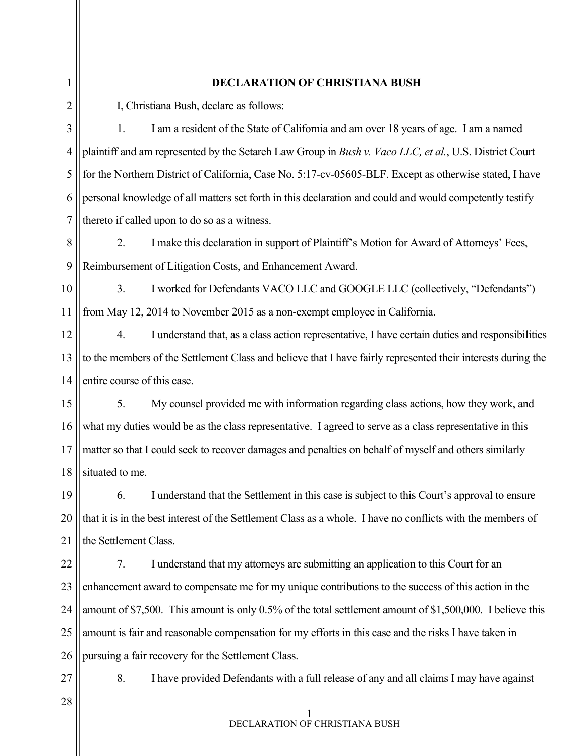## DECLARATION OF CHRISTIANA BUSH

I, Christiana Bush, declare as follows:

1. I am a resident of the State of California and am over 18 years of age. I am a named plaintiff and am represented by the Setareh Law Group in *Bush v. Vaco LLC, et al.*, U.S. District Court for the Northern District of California, Case No. 5:17-cv-05605-BLF. Except as otherwise stated, I have personal knowledge of all matters set forth in this declaration and could and would competently testify thereto if called upon to do so as a witness.

2. I make this declaration in support of Plaintiff's Motion for Award of Attorneys' Fees, Reimbursement of Litigation Costs, and Enhancement Award.

3. I worked for Defendants VACO LLC and GOOGLE LLC (collectively, "Defendants") from May 12, 2014 to November 2015 as a non-exempt employee in California.

4. I understand that, as a class action representative, I have certain duties and responsibilities to the members of the Settlement Class and believe that I have fairly represented their interests during the entire course of this case.

5. My counsel provided me with information regarding class actions, how they work, and what my duties would be as the class representative. I agreed to serve as a class representative in this matter so that I could seek to recover damages and penalties on behalf of myself and others similarly situated to me.

6. I understand that the Settlement in this case is subject to this Court's approval to ensure that it is in the best interest of the Settlement Class as a whole. I have no conflicts with the members of the Settlement Class.

7. I understand that my attorneys are submitting an application to this Court for an enhancement award to compensate me for my unique contributions to the success of this action in the amount of $7,500. This amount is only 0.5% of the total settlement amount of $1,500,000. I believe this amount is fair and reasonable compensation for my efforts in this case and the risks I have taken in pursuing a fair recovery for the Settlement Class.

8. I have provided Defendants with a full release of any and all claims I may have against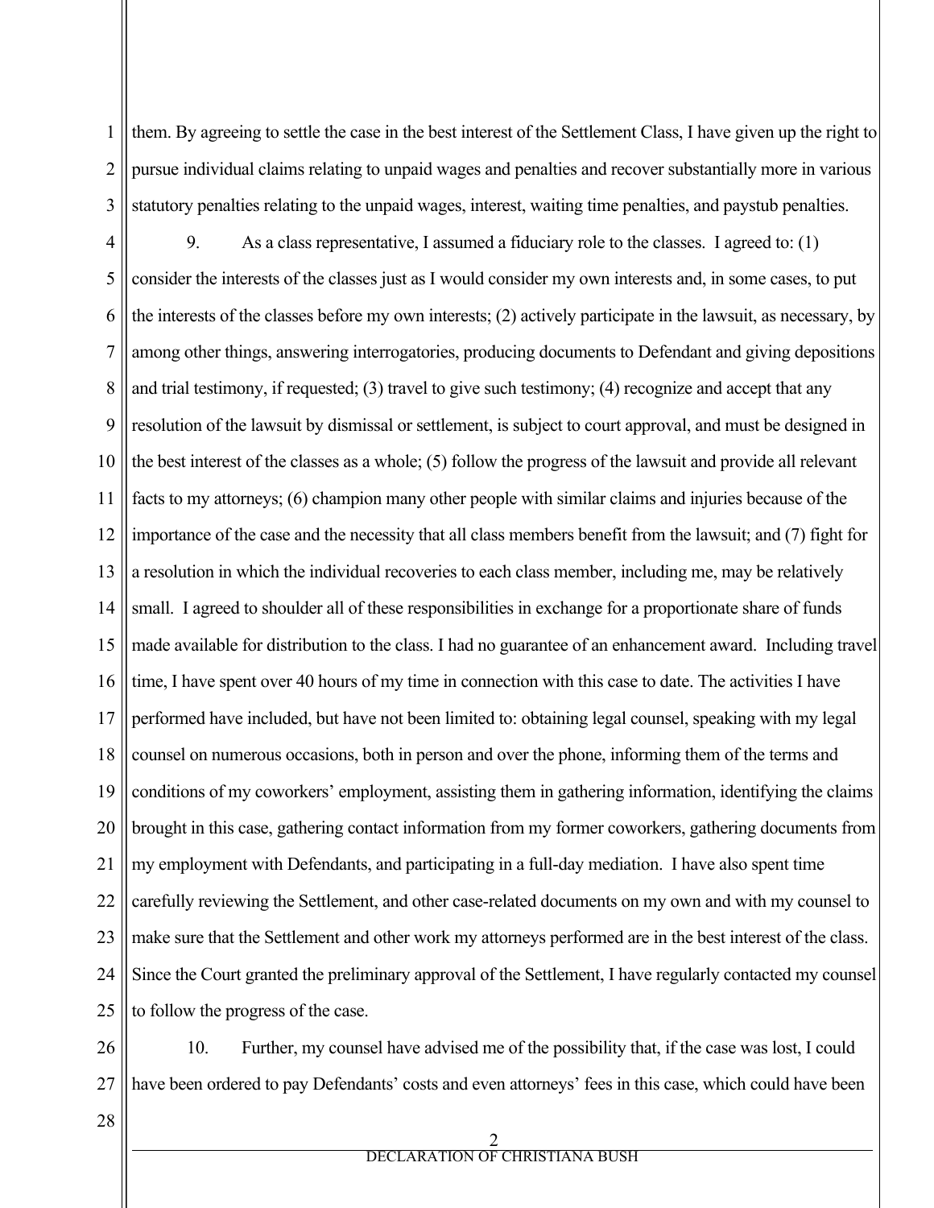them. By agreeing to settle the case in the best interest of the Settlement Class, I have given up the right to pursue individual claims relating to unpaid wages and penalties and recover substantially more in various statutory penalties relating to the unpaid wages, interest, waiting time penalties, and paystub penalties.

9. As a class representative, I assumed a fiduciary role to the classes. I agreed to: (1) consider the interests of the classes just as I would consider my own interests and, in some cases, to put the interests of the classes before my own interests; (2) actively participate in the lawsuit, as necessary, by among other things, answering interrogatories, producing documents to Defendant and giving depositions and trial testimony, if requested; (3) travel to give such testimony; (4) recognize and accept that any resolution of the lawsuit by dismissal or settlement, is subject to court approval, and must be designed in the best interest of the classes as a whole; (5) follow the progress of the lawsuit and provide all relevant facts to my attorneys; (6) champion many other people with similar claims and injuries because of the importance of the case and the necessity that all class members benefit from the lawsuit; and (7) fight for a resolution in which the individual recoveries to each class member, including me, may be relatively small. I agreed to shoulder all of these responsibilities in exchange for a proportionate share of funds made available for distribution to the class. I had no guarantee of an enhancement award. Including travel time, I have spent over 40 hours of my time in connection with this case to date. The activities I have performed have included, but have not been limited to: obtaining legal counsel, speaking with my legal counsel on numerous occasions, both in person and over the phone, informing them of the terms and conditions of my coworkers' employment, assisting them in gathering information, identifying the claims brought in this case, gathering contact information from my former coworkers, gathering documents from my employment with Defendants, and participating in a full-day mediation. I have also spent time carefully reviewing the Settlement, and other case-related documents on my own and with my counsel to make sure that the Settlement and other work my attorneys performed are in the best interest of the class. Since the Court granted the preliminary approval of the Settlement, I have regularly contacted my counsel to follow the progress of the case.

10. Further, my counsel have advised me of the possibility that, if the case was lost, I could have been ordered to pay Defendants' costs and even attorneys' fees in this case, which could have been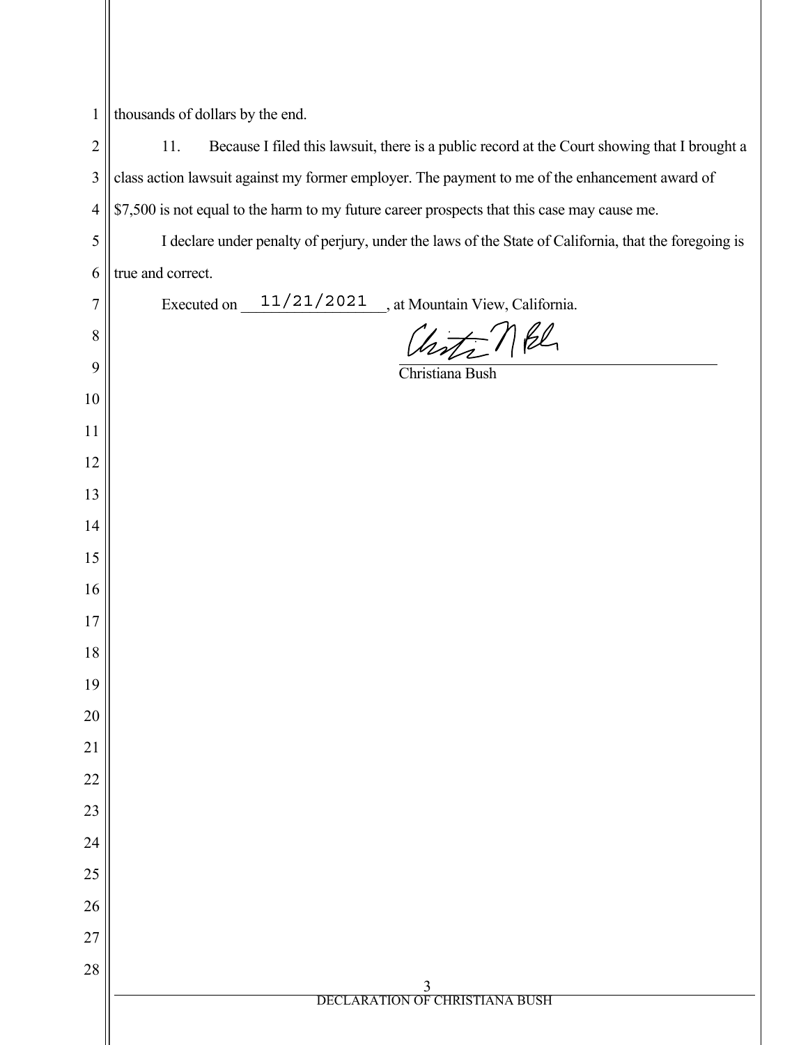thousands of dollars by the end.

11. Because I filed this lawsuit, there is a public record at the Court showing that I brought a class action lawsuit against my former employer. The payment to me of the enhancement award of $7,500 is not equal to the harm to my future career prospects that this case may cause me.

I declare under penalty of perjury, under the laws of the State of California, that the foregoing is true and correct.

Executed on 11/21/2021, at Mountain View, California.

Christiana Bush

DECLARATION OF CHRISTIANA BUSH